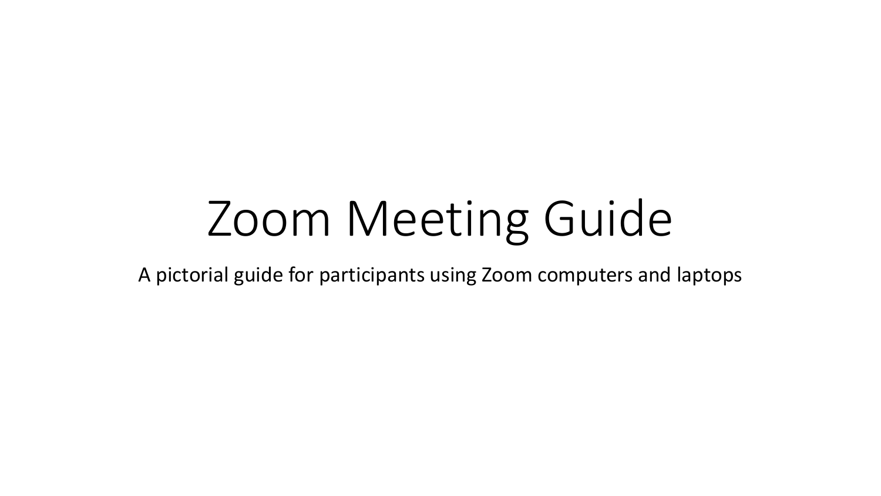# Zoom Meeting Guide

A pictorial guide for participants using Zoom computers and laptops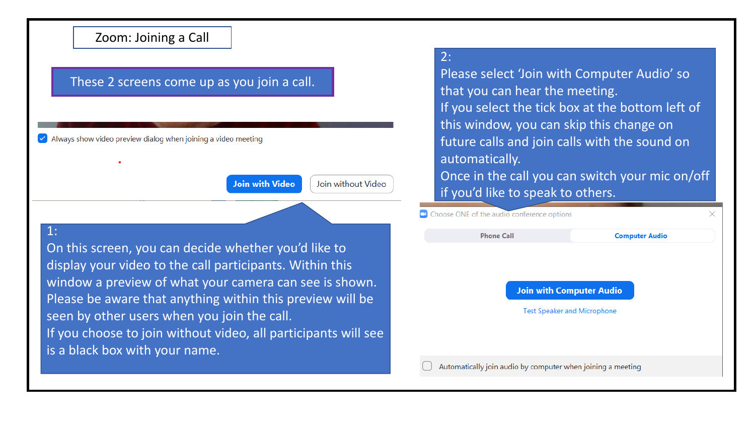# Zoom: Joining a Call

These 2 screens come up as you join a call.

Always show video preview dialog when joining a video meeting

Join with Video | Join without Video

**1:**
On this screen, you can decide whether you'd like to display your video to the call participants. Within this window a preview of what your camera can see is shown. Please be aware that anything within this preview will be seen by other users when you join the call.
If you choose to join without video, all participants will see is a black box with your name.

**2:**
Please select 'Join with Computer Audio' so that you can hear the meeting.
If you select the tick box at the bottom left of this window, you can skip this change on future calls and join calls with the sound on automatically.
Once in the call you can switch your mic on/off if you'd like to speak to others.

Choose ONE of the audio conference options

Phone Call | Computer Audio

Join with Computer Audio

Test Speaker and Microphone

Automatically join audio by computer when joining a meeting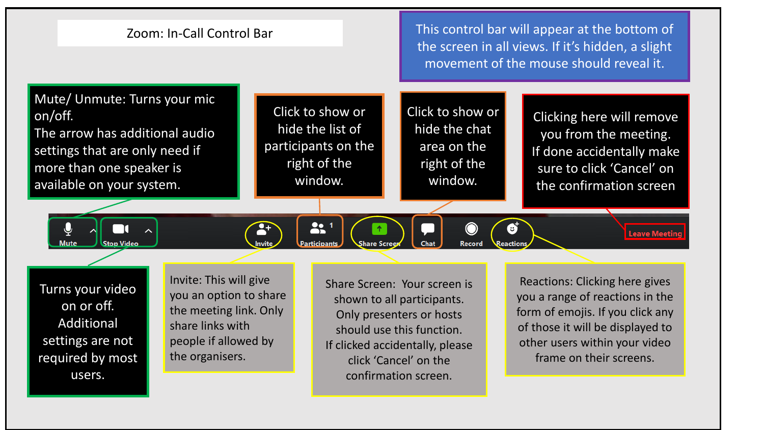# Zoom: In-Call Control Bar

This control bar will appear at the bottom of the screen in all views. If it's hidden, a slight movement of the mouse should reveal it.

**Mute / Unmute:** Mute/ Unmute: Turns your mic on/off. The arrow has additional audio settings that are only need if more than one speaker is available on your system.

**Stop Video:** Turns your video on or off. Additional settings are not required by most users.

**Invite:** Invite: This will give you an option to share the meeting link. Only share links with people if allowed by the organisers.

**Participants:** Click to show or hide the list of participants on the right of the window.

**Share Screen:** Share Screen: Your screen is shown to all participants. Only presenters or hosts should use this function. If clicked accidentally, please click 'Cancel' on the confirmation screen.

**Chat:** Click to show or hide the chat area on the right of the window.

**Record**

**Reactions:** Reactions: Clicking here gives you a range of reactions in the form of emojis. If you click any of those it will be displayed to other users within your video frame on their screens.

**Leave Meeting:** Clicking here will remove you from the meeting. If done accidentally make sure to click 'Cancel' on the confirmation screen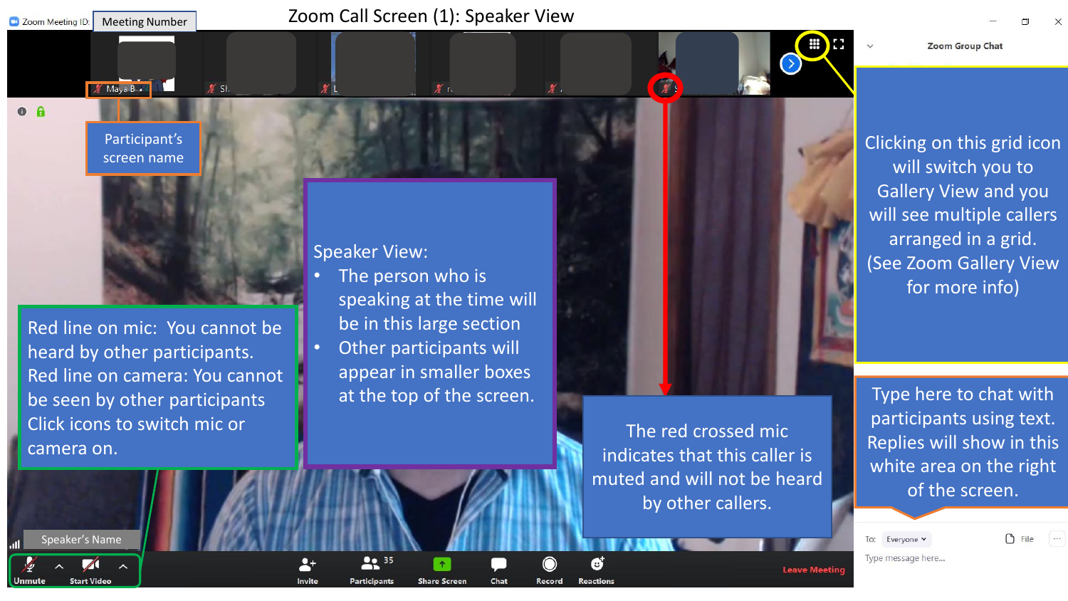# Zoom Call Screen (1): Speaker View

Zoom Meeting ID: Meeting Number

Participant's screen name

Speaker View:

- The person who is speaking at the time will be in this large section
- Other participants will appear in smaller boxes at the top of the screen.

Clicking on this grid icon will switch you to Gallery View and you will see multiple callers arranged in a grid. (See Zoom Gallery View for more info)

Red line on mic: You cannot be heard by other participants. Red line on camera: You cannot be seen by other participants Click icons to switch mic or camera on.

The red crossed mic indicates that this caller is muted and will not be heard by other callers.

Type here to chat with participants using text. Replies will show in this white area on the right of the screen.

Speaker's Name

Unmute | Start Video | Invite | Participants 35 | Share Screen | Chat | Record | Reactions | Leave Meeting

Zoom Group Chat

To: Everyone | File

Type message here...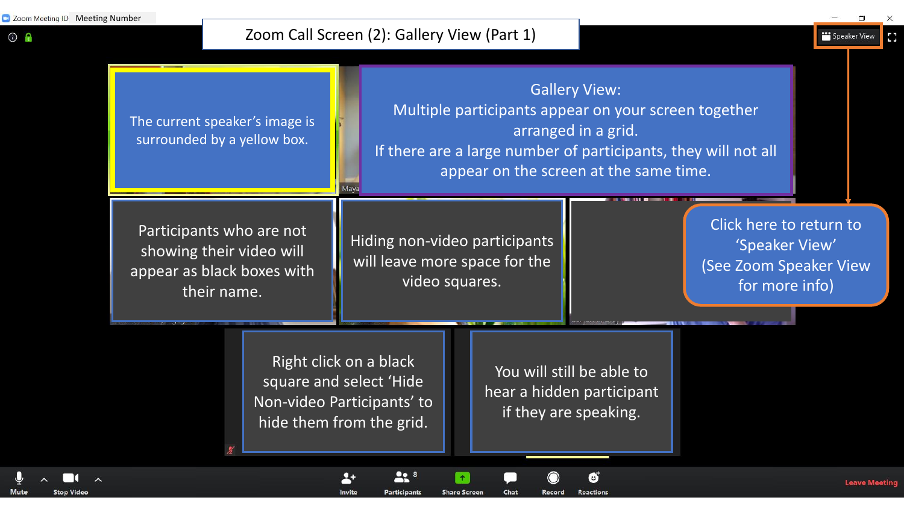# Zoom Call Screen (2): Gallery View (Part 1)

Zoom Meeting ID Meeting Number

Speaker View

The current speaker's image is surrounded by a yellow box.

Gallery View:
Multiple participants appear on your screen together arranged in a grid.
If there are a large number of participants, they will not all appear on the screen at the same time.

Maya

Participants who are not showing their video will appear as black boxes with their name.

Hiding non-video participants will leave more space for the video squares.

Click here to return to 'Speaker View'
(See Zoom Speaker View for more info)

Right click on a black square and select 'Hide Non-video Participants' to hide them from the grid.

You will still be able to hear a hidden participant if they are speaking.

Mute | Stop Video | Invite | Participants 8 | Share Screen | Chat | Record | Reactions | Leave Meeting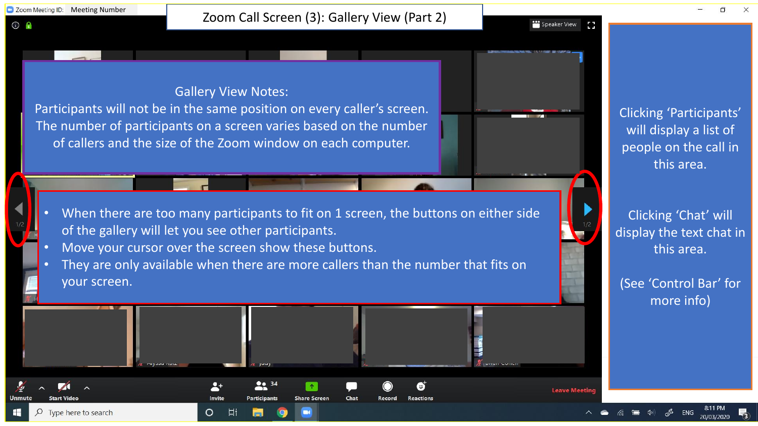# Zoom Call Screen (3): Gallery View (Part 2)

Gallery View Notes:
Participants will not be in the same position on every caller's screen.
The number of participants on a screen varies based on the number of callers and the size of the Zoom window on each computer.

- When there are too many participants to fit on 1 screen, the buttons on either side of the gallery will let you see other participants.
- Move your cursor over the screen show these buttons.
- They are only available when there are more callers than the number that fits on your screen.

Clicking 'Participants' will display a list of people on the call in this area.

Clicking 'Chat' will display the text chat in this area.

(See 'Control Bar' for more info)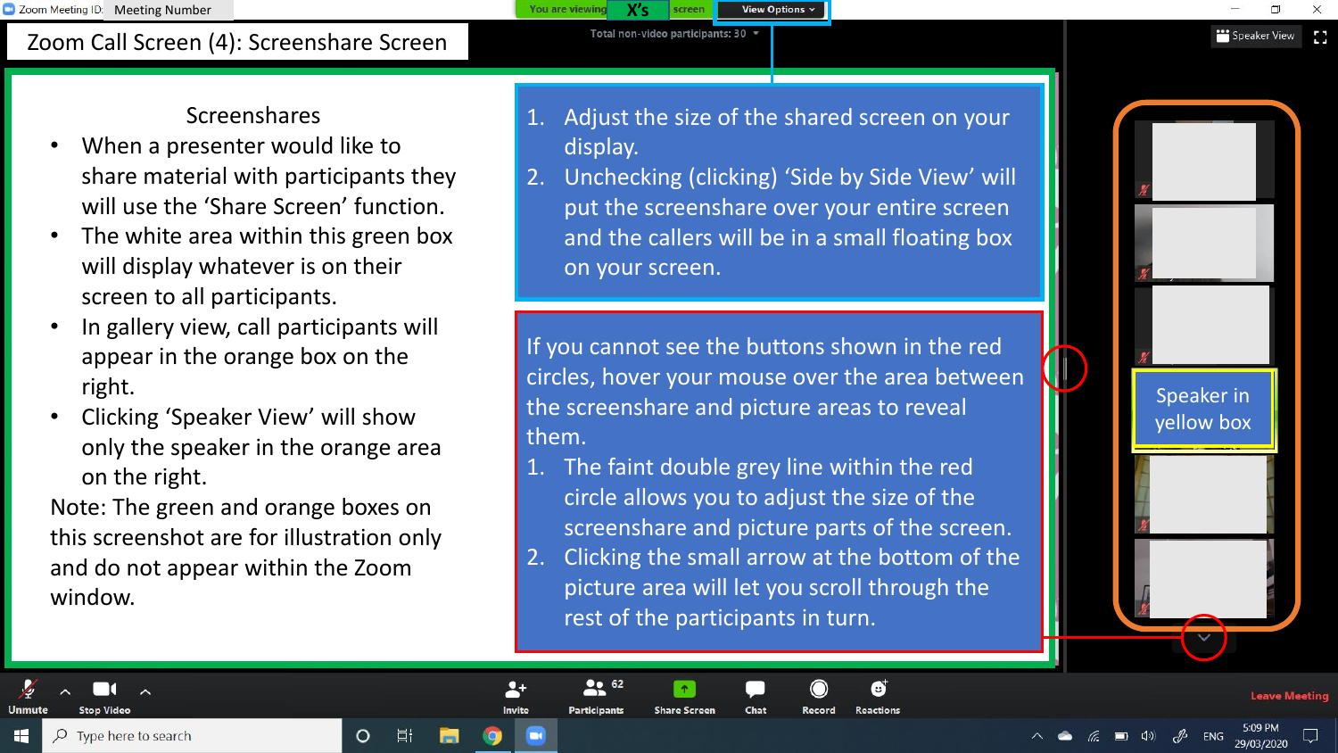# Zoom Call Screen (4): Screenshare Screen

## Screenshares

- When a presenter would like to share material with participants they will use the 'Share Screen' function.
- The white area within this green box will display whatever is on their screen to all participants.
- In gallery view, call participants will appear in the orange box on the right.
- Clicking 'Speaker View' will show only the speaker in the orange area on the right.

Note: The green and orange boxes on this screenshot are for illustration only and do not appear within the Zoom window.

1. Adjust the size of the shared screen on your display.
2. Unchecking (clicking) 'Side by Side View' will put the screenshare over your entire screen and the callers will be in a small floating box on your screen.

If you cannot see the buttons shown in the red circles, hover your mouse over the area between the screenshare and picture areas to reveal them.

1. The faint double grey line within the red circle allows you to adjust the size of the screenshare and picture parts of the screen.
2. Clicking the small arrow at the bottom of the picture area will let you scroll through the rest of the participants in turn.

Speaker in yellow box